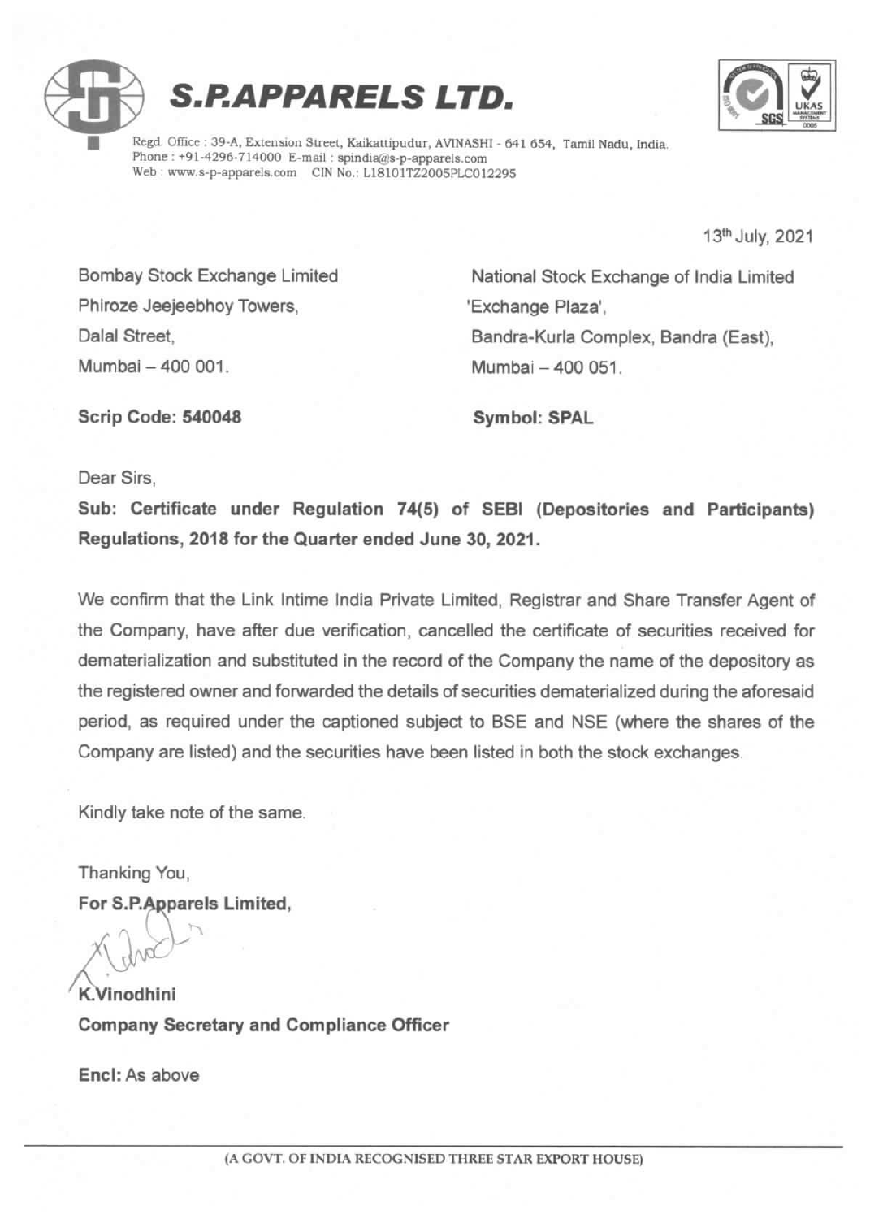# S.P.APPARELS LTD.

Regd. Office : 39-A, Extension Street, Kaikattipudur, AVINASHI - 641 654, Tamil Nadu, India.
Phone : +91-4296-714000 E-mail : spindia@s-p-apparels.com
Web : www.s-p-apparels.com CIN No.: L18101TZ2005PLC012295

13th July, 2021

Bombay Stock Exchange Limited
Phiroze Jeejeebhoy Towers,
Dalal Street,
Mumbai – 400 001.

**Scrip Code: 540048**

National Stock Exchange of India Limited
'Exchange Plaza',
Bandra-Kurla Complex, Bandra (East),
Mumbai – 400 051.

**Symbol: SPAL**

Dear Sirs,

**Sub: Certificate under Regulation 74(5) of SEBI (Depositories and Participants) Regulations, 2018 for the Quarter ended June 30, 2021.**

We confirm that the Link Intime India Private Limited, Registrar and Share Transfer Agent of the Company, have after due verification, cancelled the certificate of securities received for dematerialization and substituted in the record of the Company the name of the depository as the registered owner and forwarded the details of securities dematerialized during the aforesaid period, as required under the captioned subject to BSE and NSE (where the shares of the Company are listed) and the securities have been listed in both the stock exchanges.

Kindly take note of the same.

Thanking You,

**For S.P.Apparels Limited,**

**K.Vinodhini**
**Company Secretary and Compliance Officer**

**Encl:** As above

(A GOVT. OF INDIA RECOGNISED THREE STAR EXPORT HOUSE)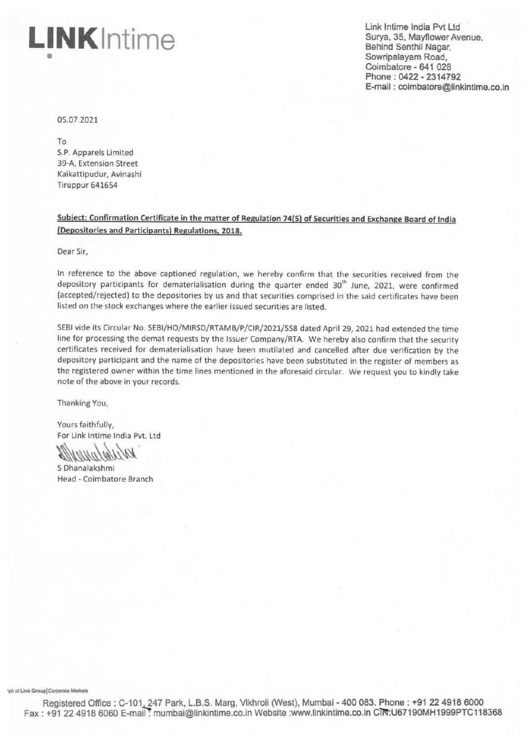**LINK**Intime

Link Intime India Pvt Ltd
Surya, 35, Mayflower Avenue,
Behind Senthil Nagar,
Sowripalayam Road,
Coimbatore - 641 028
Phone : 0422 - 2314792
E-mail : coimbatore@linkintime.co.in

05.07.2021

To
S.P. Apparels Limited
39-A, Extension Street
Kaikattipudur, Avinashi
Tiruppur 641654

**Subject: Confirmation Certificate in the matter of Regulation 74(5) of Securities and Exchange Board of India (Depositories and Participants) Regulations, 2018.**

Dear Sir,

In reference to the above captioned regulation, we hereby confirm that the securities received from the depository participants for dematerialisation during the quarter ended 30th June, 2021, were confirmed (accepted/rejected) to the depositories by us and that securities comprised in the said certificates have been listed on the stock exchanges where the earlier issued securities are listed.

SEBI vide its Circular No. SEBI/HO/MIRSD/RTAMB/P/CIR/2021/558 dated April 29, 2021 had extended the time line for processing the demat requests by the Issuer Company/RTA. We hereby also confirm that the security certificates received for dematerialisation have been mutilated and cancelled after due verification by the depository participant and the name of the depositories have been substituted in the register of members as the registered owner within the time lines mentioned in the aforesaid circular. We request you to kindly take note of the above in your records.

Thanking You,

Yours faithfully,
For Link Intime India Pvt. Ltd

S Dhanalakshmi
Head - Coimbatore Branch

Part of Link Group | Corporate Markets

Registered Office : C-101, 247 Park, L.B.S. Marg, Vikhroli (West), Mumbai - 400 083. Phone : +91 22 4918 6000
Fax : +91 22 4918 6060 E-mail : mumbai@linkintime.co.in Website :www.linkintime.co.in CIN:U67190MH1999PTC118368